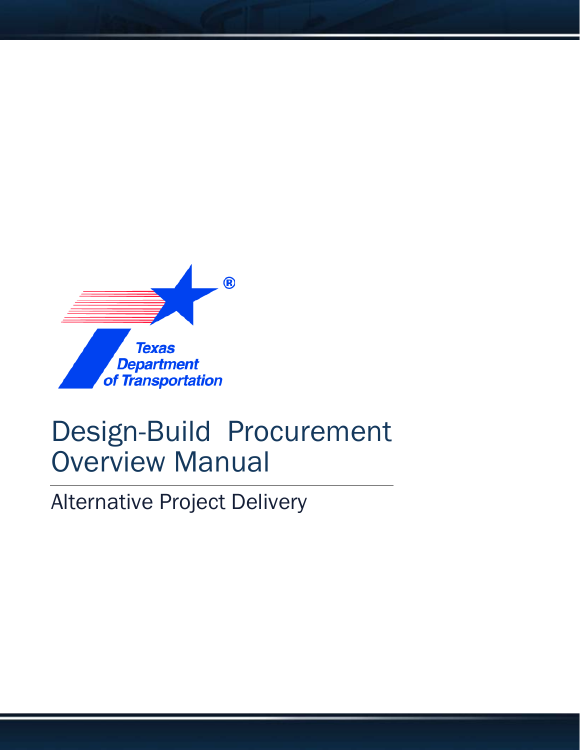Texas Department of Transportation

# Design-Build Procurement Overview Manual

## Alternative Project Delivery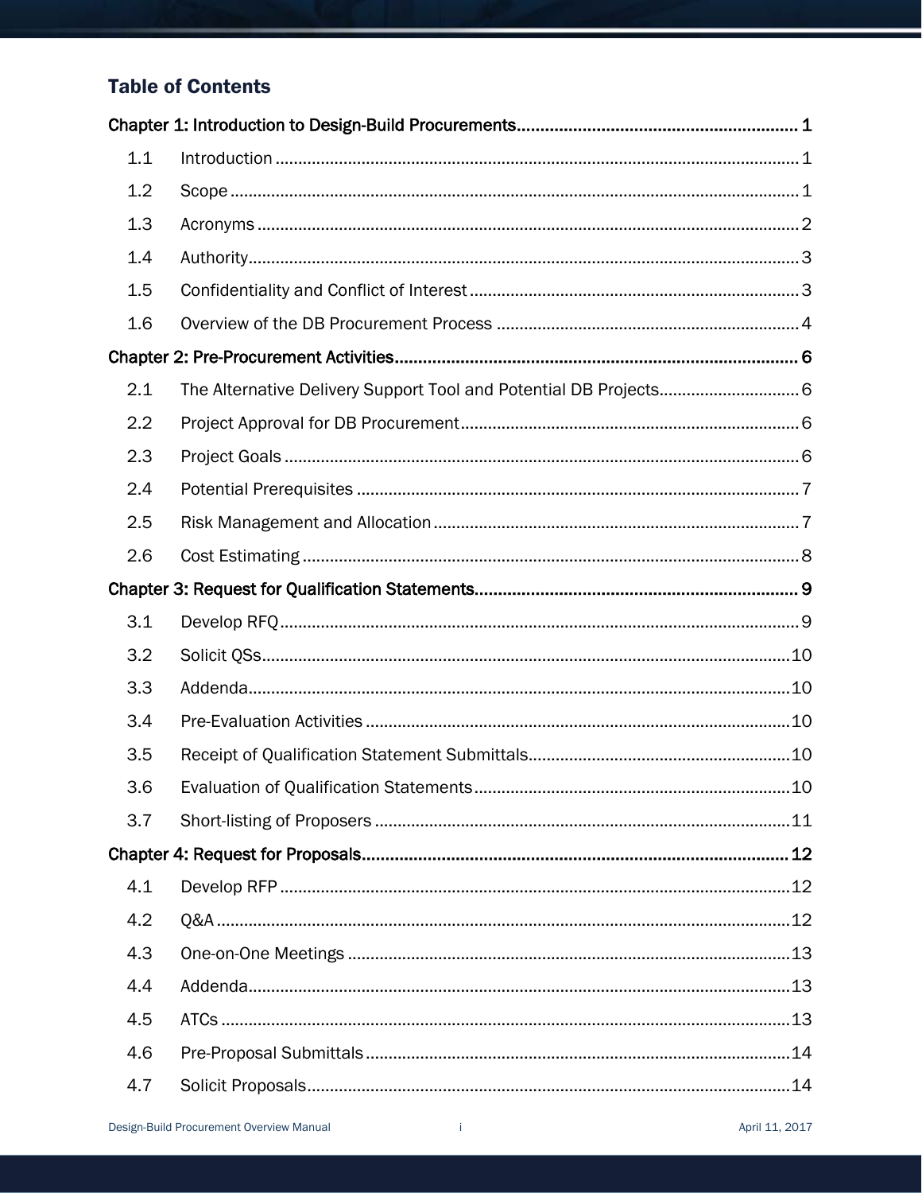## Table of Contents

**Chapter 1: Introduction to Design-Build Procurements ... 1**

- 1.1 Introduction ... 1
- 1.2 Scope ... 1
- 1.3 Acronyms ... 2
- 1.4 Authority ... 3
- 1.5 Confidentiality and Conflict of Interest ... 3
- 1.6 Overview of the DB Procurement Process ... 4

**Chapter 2: Pre-Procurement Activities ... 6**

- 2.1 The Alternative Delivery Support Tool and Potential DB Projects ... 6
- 2.2 Project Approval for DB Procurement ... 6
- 2.3 Project Goals ... 6
- 2.4 Potential Prerequisites ... 7
- 2.5 Risk Management and Allocation ... 7
- 2.6 Cost Estimating ... 8

**Chapter 3: Request for Qualification Statements ... 9**

- 3.1 Develop RFQ ... 9
- 3.2 Solicit QSs ... 10
- 3.3 Addenda ... 10
- 3.4 Pre-Evaluation Activities ... 10
- 3.5 Receipt of Qualification Statement Submittals ... 10
- 3.6 Evaluation of Qualification Statements ... 10
- 3.7 Short-listing of Proposers ... 11

**Chapter 4: Request for Proposals ... 12**

- 4.1 Develop RFP ... 12
- 4.2 Q&A ... 12
- 4.3 One-on-One Meetings ... 13
- 4.4 Addenda ... 13
- 4.5 ATCs ... 13
- 4.6 Pre-Proposal Submittals ... 14
- 4.7 Solicit Proposals ... 14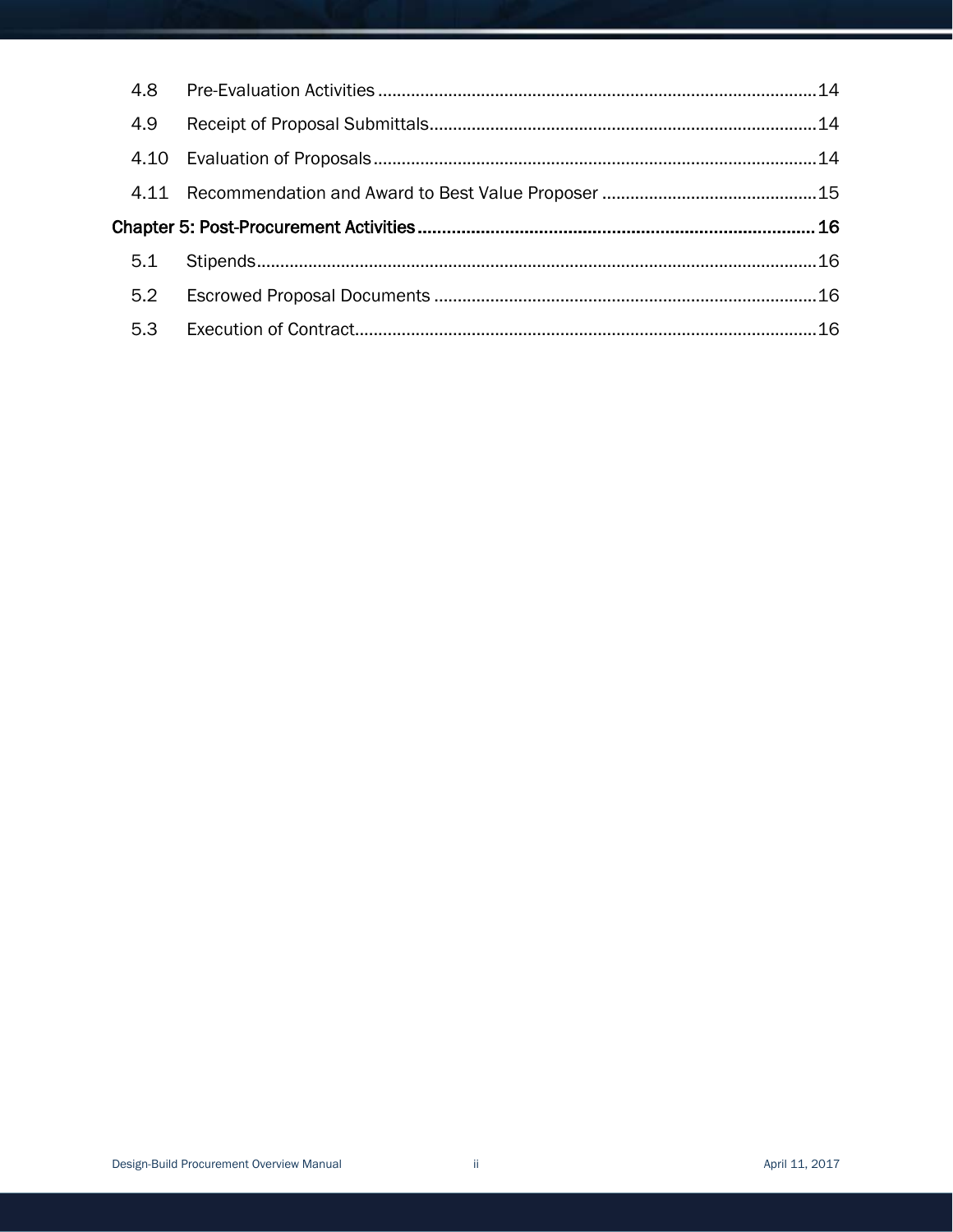4.8 Pre-Evaluation Activities ............................................................................................14

4.9 Receipt of Proposal Submittals.................................................................................14

4.10 Evaluation of Proposals.............................................................................................14

4.11 Recommendation and Award to Best Value Proposer .............................................15

**Chapter 5: Post-Procurement Activities ................................................................................. 16**

5.1 Stipends.....................................................................................................................16

5.2 Escrowed Proposal Documents ................................................................................16

5.3 Execution of Contract.................................................................................................16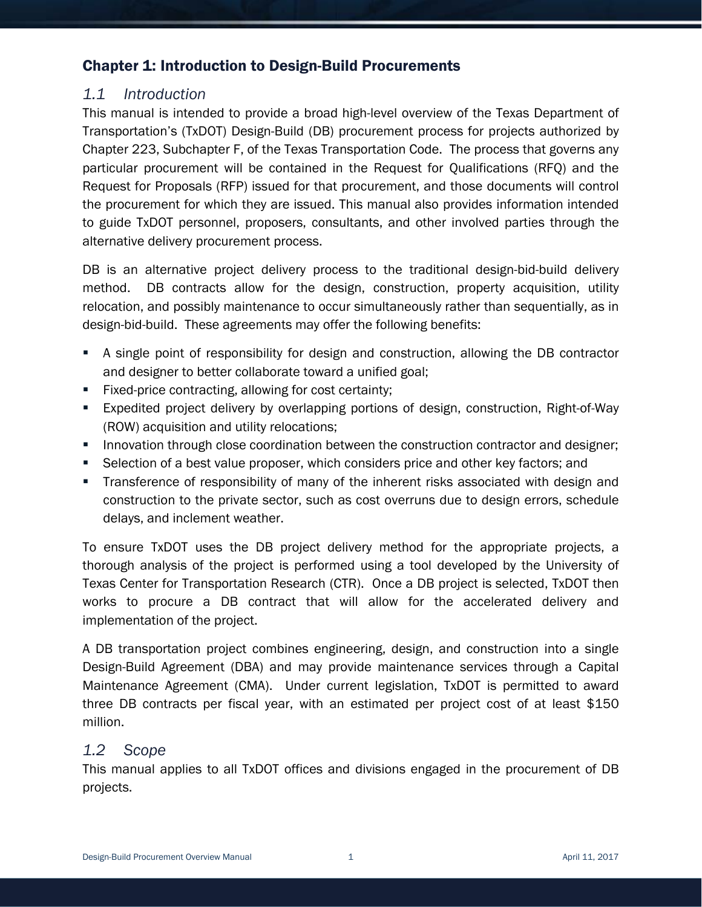# Chapter 1: Introduction to Design-Build Procurements

## *1.1 Introduction*

This manual is intended to provide a broad high-level overview of the Texas Department of Transportation's (TxDOT) Design-Build (DB) procurement process for projects authorized by Chapter 223, Subchapter F, of the Texas Transportation Code. The process that governs any particular procurement will be contained in the Request for Qualifications (RFQ) and the Request for Proposals (RFP) issued for that procurement, and those documents will control the procurement for which they are issued. This manual also provides information intended to guide TxDOT personnel, proposers, consultants, and other involved parties through the alternative delivery procurement process.

DB is an alternative project delivery process to the traditional design-bid-build delivery method. DB contracts allow for the design, construction, property acquisition, utility relocation, and possibly maintenance to occur simultaneously rather than sequentially, as in design-bid-build. These agreements may offer the following benefits:

- A single point of responsibility for design and construction, allowing the DB contractor and designer to better collaborate toward a unified goal;
- Fixed-price contracting, allowing for cost certainty;
- Expedited project delivery by overlapping portions of design, construction, Right-of-Way (ROW) acquisition and utility relocations;
- Innovation through close coordination between the construction contractor and designer;
- Selection of a best value proposer, which considers price and other key factors; and
- Transference of responsibility of many of the inherent risks associated with design and construction to the private sector, such as cost overruns due to design errors, schedule delays, and inclement weather.

To ensure TxDOT uses the DB project delivery method for the appropriate projects, a thorough analysis of the project is performed using a tool developed by the University of Texas Center for Transportation Research (CTR). Once a DB project is selected, TxDOT then works to procure a DB contract that will allow for the accelerated delivery and implementation of the project.

A DB transportation project combines engineering, design, and construction into a single Design-Build Agreement (DBA) and may provide maintenance services through a Capital Maintenance Agreement (CMA). Under current legislation, TxDOT is permitted to award three DB contracts per fiscal year, with an estimated per project cost of at least $150 million.

## *1.2 Scope*

This manual applies to all TxDOT offices and divisions engaged in the procurement of DB projects.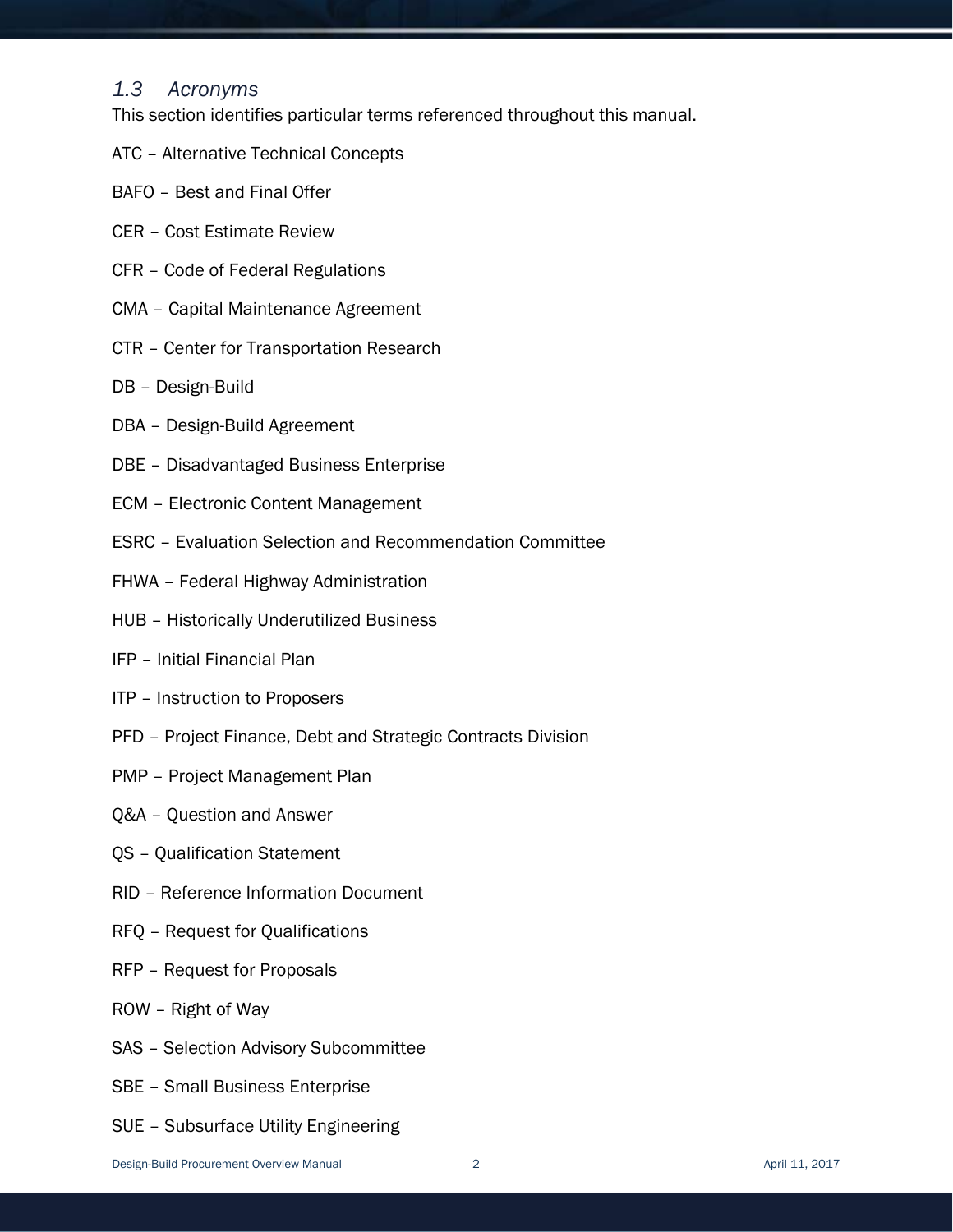### *1.3 Acronyms*

This section identifies particular terms referenced throughout this manual.

ATC – Alternative Technical Concepts

BAFO – Best and Final Offer

CER – Cost Estimate Review

CFR – Code of Federal Regulations

CMA – Capital Maintenance Agreement

CTR – Center for Transportation Research

DB – Design-Build

DBA – Design-Build Agreement

DBE – Disadvantaged Business Enterprise

ECM – Electronic Content Management

ESRC – Evaluation Selection and Recommendation Committee

FHWA – Federal Highway Administration

HUB – Historically Underutilized Business

IFP – Initial Financial Plan

ITP – Instruction to Proposers

PFD – Project Finance, Debt and Strategic Contracts Division

PMP – Project Management Plan

Q&A – Question and Answer

QS – Qualification Statement

RID – Reference Information Document

RFQ – Request for Qualifications

RFP – Request for Proposals

ROW – Right of Way

SAS – Selection Advisory Subcommittee

SBE – Small Business Enterprise

SUE – Subsurface Utility Engineering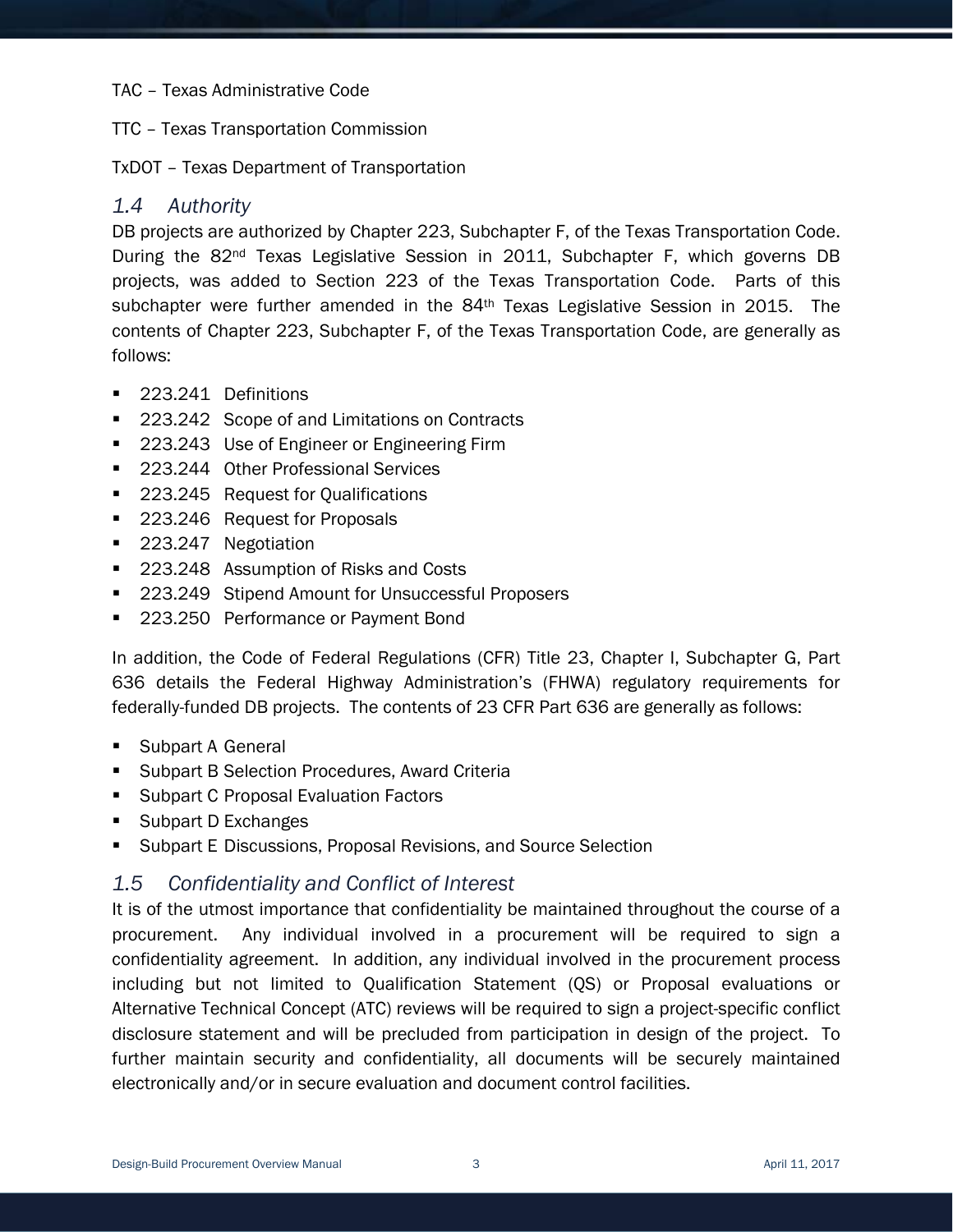TAC – Texas Administrative Code

TTC – Texas Transportation Commission

TxDOT – Texas Department of Transportation

## *1.4 Authority*

DB projects are authorized by Chapter 223, Subchapter F, of the Texas Transportation Code. During the 82nd Texas Legislative Session in 2011, Subchapter F, which governs DB projects, was added to Section 223 of the Texas Transportation Code. Parts of this subchapter were further amended in the 84th Texas Legislative Session in 2015. The contents of Chapter 223, Subchapter F, of the Texas Transportation Code, are generally as follows:

- 223.241 Definitions
- 223.242 Scope of and Limitations on Contracts
- 223.243 Use of Engineer or Engineering Firm
- 223.244 Other Professional Services
- 223.245 Request for Qualifications
- 223.246 Request for Proposals
- 223.247 Negotiation
- 223.248 Assumption of Risks and Costs
- 223.249 Stipend Amount for Unsuccessful Proposers
- 223.250 Performance or Payment Bond

In addition, the Code of Federal Regulations (CFR) Title 23, Chapter I, Subchapter G, Part 636 details the Federal Highway Administration's (FHWA) regulatory requirements for federally-funded DB projects. The contents of 23 CFR Part 636 are generally as follows:

- Subpart A General
- Subpart B Selection Procedures, Award Criteria
- Subpart C Proposal Evaluation Factors
- Subpart D Exchanges
- Subpart E Discussions, Proposal Revisions, and Source Selection

## *1.5 Confidentiality and Conflict of Interest*

It is of the utmost importance that confidentiality be maintained throughout the course of a procurement. Any individual involved in a procurement will be required to sign a confidentiality agreement. In addition, any individual involved in the procurement process including but not limited to Qualification Statement (QS) or Proposal evaluations or Alternative Technical Concept (ATC) reviews will be required to sign a project-specific conflict disclosure statement and will be precluded from participation in design of the project. To further maintain security and confidentiality, all documents will be securely maintained electronically and/or in secure evaluation and document control facilities.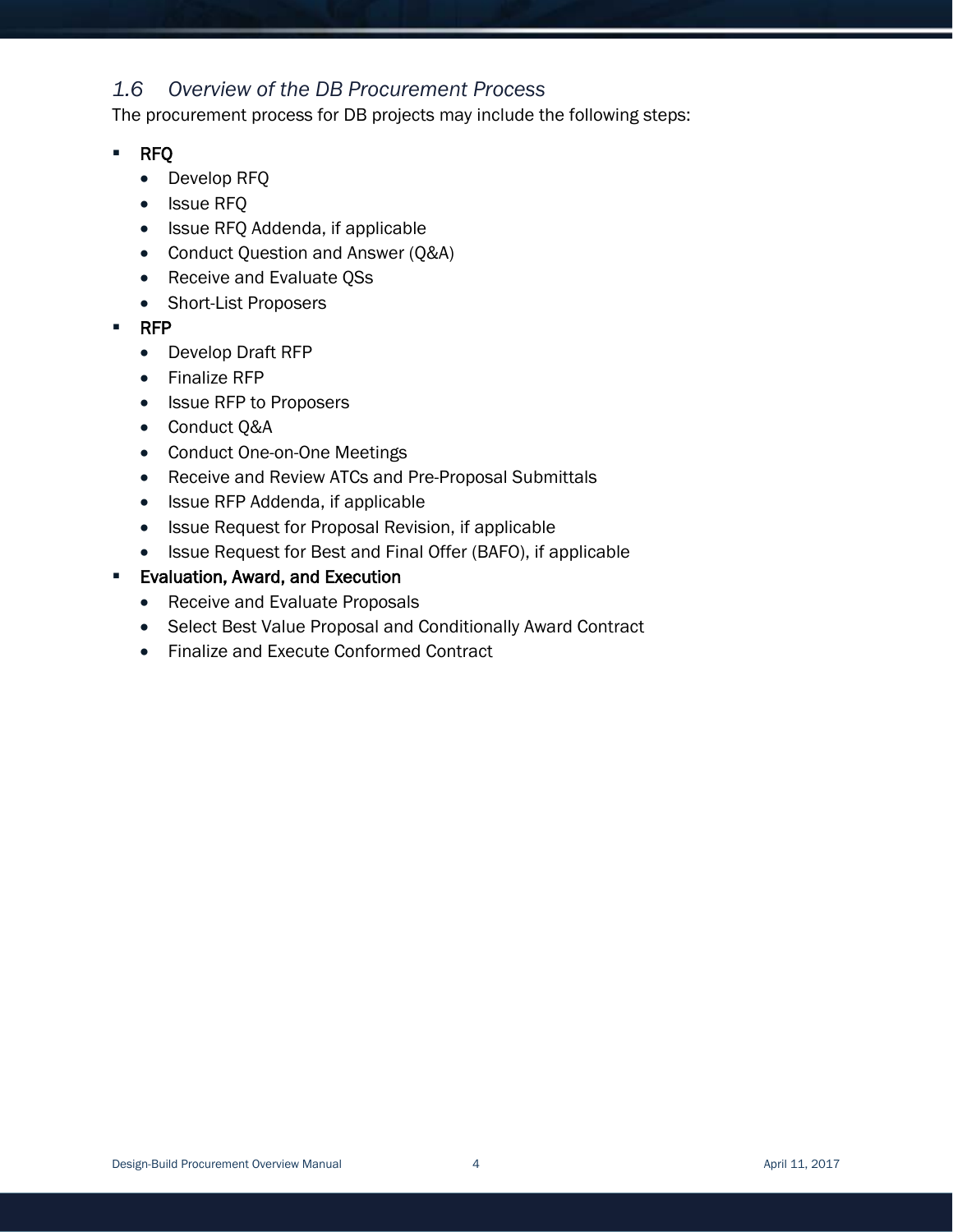### *1.6 Overview of the DB Procurement Process*

The procurement process for DB projects may include the following steps:

- RFQ
  - Develop RFQ
  - Issue RFQ
  - Issue RFQ Addenda, if applicable
  - Conduct Question and Answer (Q&A)
  - Receive and Evaluate QSs
  - Short-List Proposers
- RFP
  - Develop Draft RFP
  - Finalize RFP
  - Issue RFP to Proposers
  - Conduct Q&A
  - Conduct One-on-One Meetings
  - Receive and Review ATCs and Pre-Proposal Submittals
  - Issue RFP Addenda, if applicable
  - Issue Request for Proposal Revision, if applicable
  - Issue Request for Best and Final Offer (BAFO), if applicable
- Evaluation, Award, and Execution
  - Receive and Evaluate Proposals
  - Select Best Value Proposal and Conditionally Award Contract
  - Finalize and Execute Conformed Contract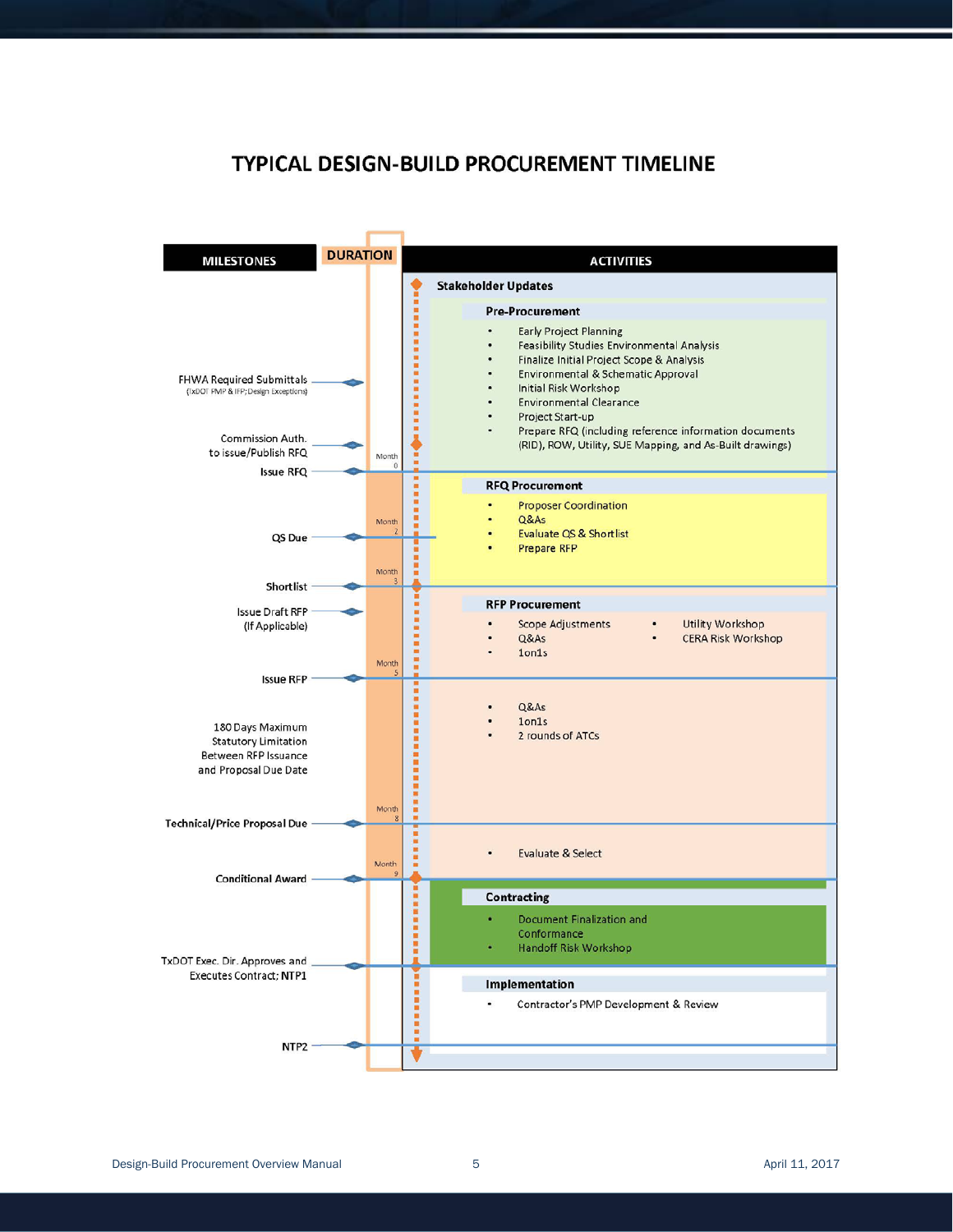# TYPICAL DESIGN-BUILD PROCUREMENT TIMELINE

| MILESTONES | DURATION | ACTIVITIES |
|---|---|---|
| | | **Stakeholder Updates** |
| FHWA Required Submittals (TxDOT PMP & IFP; Design Exceptions) | | **Pre-Procurement**<br>• Early Project Planning<br>• Feasibility Studies Environmental Analysis<br>• Finalize Initial Project Scope & Analysis<br>• Environmental & Schematic Approval<br>• Initial Risk Workshop<br>• Environmental Clearance<br>• Project Start-up<br>• Prepare RFQ (including reference information documents (RID), ROW, Utility, SUE Mapping, and As-Built drawings) |
| Commission Auth. to issue/Publish RFQ | Month 0 | |
| Issue RFQ | | **RFQ Procurement**<br>• Proposer Coordination<br>• Q&As<br>• Evaluate QS & Shortlist<br>• Prepare RFP |
| QS Due | Month 2 | |
| Shortlist | Month 3 | **RFP Procurement**<br>• Scope Adjustments<br>• Q&As<br>• 1on1s<br>• Utility Workshop<br>• CERA Risk Workshop |
| Issue Draft RFP (If Applicable) | | |
| Issue RFP | Month 5 | • Q&As<br>• 1on1s<br>• 2 rounds of ATCs |
| 180 Days Maximum Statutory Limitation Between RFP Issuance and Proposal Due Date | | |
| Technical/Price Proposal Due | Month 8 | • Evaluate & Select |
| Conditional Award | Month 9 | **Contracting**<br>• Document Finalization and Conformance<br>• Handoff Risk Workshop |
| TxDOT Exec. Dir. Approves and Executes Contract; NTP1 | | **Implementation**<br>• Contractor's PMP Development & Review |
| NTP2 | | |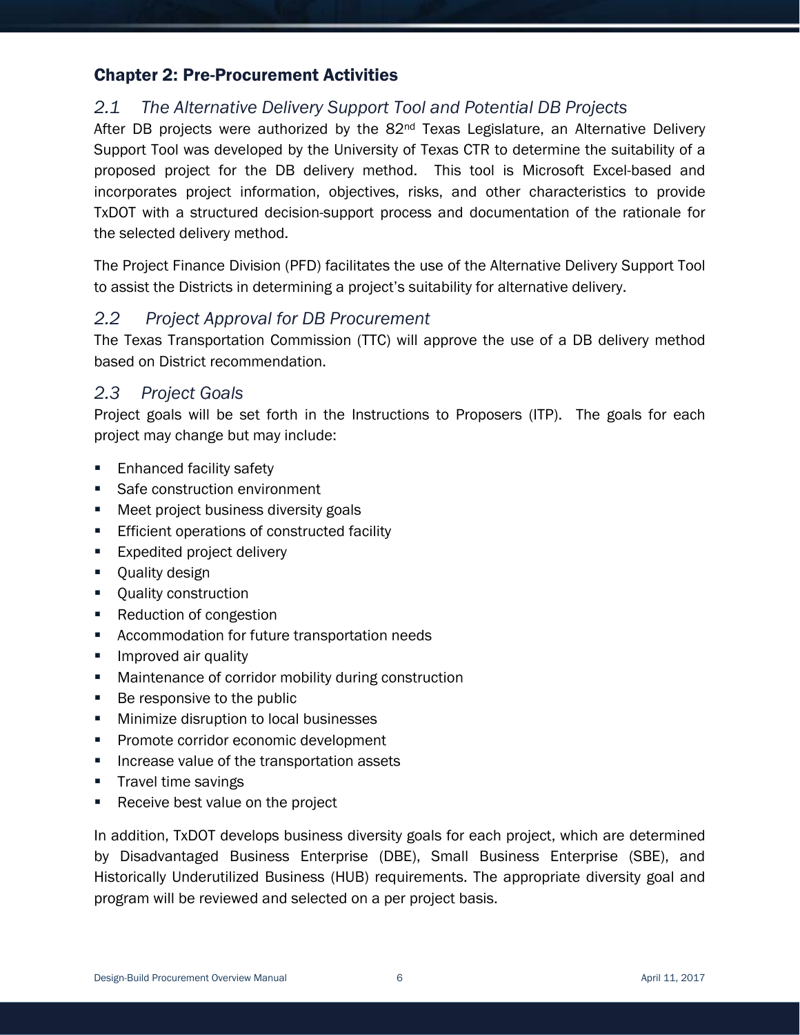## Chapter 2: Pre-Procurement Activities

### *2.1 The Alternative Delivery Support Tool and Potential DB Projects*

After DB projects were authorized by the 82nd Texas Legislature, an Alternative Delivery Support Tool was developed by the University of Texas CTR to determine the suitability of a proposed project for the DB delivery method. This tool is Microsoft Excel-based and incorporates project information, objectives, risks, and other characteristics to provide TxDOT with a structured decision-support process and documentation of the rationale for the selected delivery method.

The Project Finance Division (PFD) facilitates the use of the Alternative Delivery Support Tool to assist the Districts in determining a project's suitability for alternative delivery.

### *2.2 Project Approval for DB Procurement*

The Texas Transportation Commission (TTC) will approve the use of a DB delivery method based on District recommendation.

### *2.3 Project Goals*

Project goals will be set forth in the Instructions to Proposers (ITP). The goals for each project may change but may include:

- Enhanced facility safety
- Safe construction environment
- Meet project business diversity goals
- Efficient operations of constructed facility
- Expedited project delivery
- Quality design
- Quality construction
- Reduction of congestion
- Accommodation for future transportation needs
- Improved air quality
- Maintenance of corridor mobility during construction
- Be responsive to the public
- Minimize disruption to local businesses
- Promote corridor economic development
- Increase value of the transportation assets
- Travel time savings
- Receive best value on the project

In addition, TxDOT develops business diversity goals for each project, which are determined by Disadvantaged Business Enterprise (DBE), Small Business Enterprise (SBE), and Historically Underutilized Business (HUB) requirements. The appropriate diversity goal and program will be reviewed and selected on a per project basis.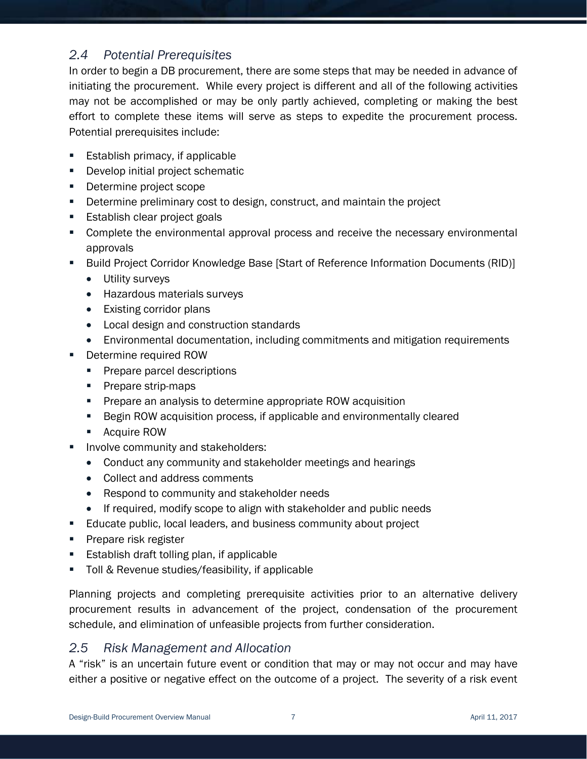## *2.4 Potential Prerequisites*

In order to begin a DB procurement, there are some steps that may be needed in advance of initiating the procurement. While every project is different and all of the following activities may not be accomplished or may be only partly achieved, completing or making the best effort to complete these items will serve as steps to expedite the procurement process. Potential prerequisites include:

- Establish primacy, if applicable
- Develop initial project schematic
- Determine project scope
- Determine preliminary cost to design, construct, and maintain the project
- Establish clear project goals
- Complete the environmental approval process and receive the necessary environmental approvals
- Build Project Corridor Knowledge Base [Start of Reference Information Documents (RID)]
  - Utility surveys
  - Hazardous materials surveys
  - Existing corridor plans
  - Local design and construction standards
  - Environmental documentation, including commitments and mitigation requirements
- Determine required ROW
  - Prepare parcel descriptions
  - Prepare strip-maps
  - Prepare an analysis to determine appropriate ROW acquisition
  - Begin ROW acquisition process, if applicable and environmentally cleared
  - Acquire ROW
- Involve community and stakeholders:
  - Conduct any community and stakeholder meetings and hearings
  - Collect and address comments
  - Respond to community and stakeholder needs
  - If required, modify scope to align with stakeholder and public needs
- Educate public, local leaders, and business community about project
- Prepare risk register
- Establish draft tolling plan, if applicable
- Toll & Revenue studies/feasibility, if applicable

Planning projects and completing prerequisite activities prior to an alternative delivery procurement results in advancement of the project, condensation of the procurement schedule, and elimination of unfeasible projects from further consideration.

## *2.5 Risk Management and Allocation*

A "risk" is an uncertain future event or condition that may or may not occur and may have either a positive or negative effect on the outcome of a project. The severity of a risk event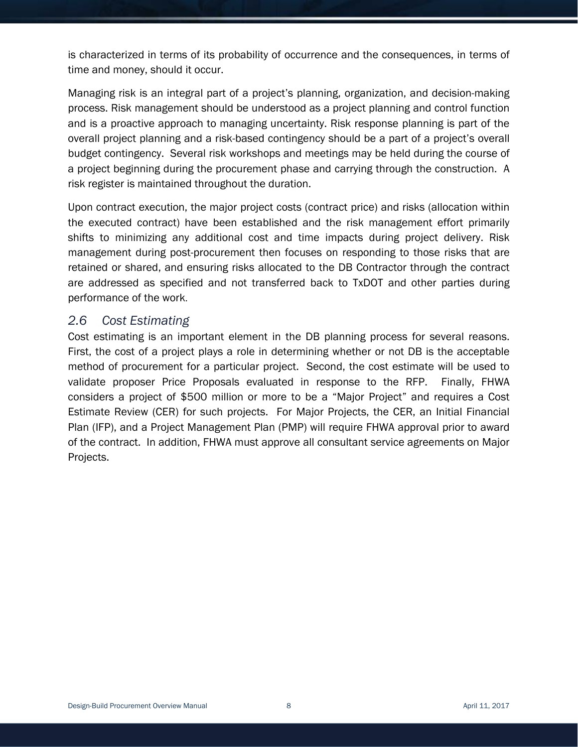is characterized in terms of its probability of occurrence and the consequences, in terms of time and money, should it occur.

Managing risk is an integral part of a project's planning, organization, and decision-making process. Risk management should be understood as a project planning and control function and is a proactive approach to managing uncertainty. Risk response planning is part of the overall project planning and a risk-based contingency should be a part of a project's overall budget contingency. Several risk workshops and meetings may be held during the course of a project beginning during the procurement phase and carrying through the construction. A risk register is maintained throughout the duration.

Upon contract execution, the major project costs (contract price) and risks (allocation within the executed contract) have been established and the risk management effort primarily shifts to minimizing any additional cost and time impacts during project delivery. Risk management during post-procurement then focuses on responding to those risks that are retained or shared, and ensuring risks allocated to the DB Contractor through the contract are addressed as specified and not transferred back to TxDOT and other parties during performance of the work.

## *2.6 Cost Estimating*

Cost estimating is an important element in the DB planning process for several reasons. First, the cost of a project plays a role in determining whether or not DB is the acceptable method of procurement for a particular project. Second, the cost estimate will be used to validate proposer Price Proposals evaluated in response to the RFP. Finally, FHWA considers a project of $500 million or more to be a "Major Project" and requires a Cost Estimate Review (CER) for such projects. For Major Projects, the CER, an Initial Financial Plan (IFP), and a Project Management Plan (PMP) will require FHWA approval prior to award of the contract. In addition, FHWA must approve all consultant service agreements on Major Projects.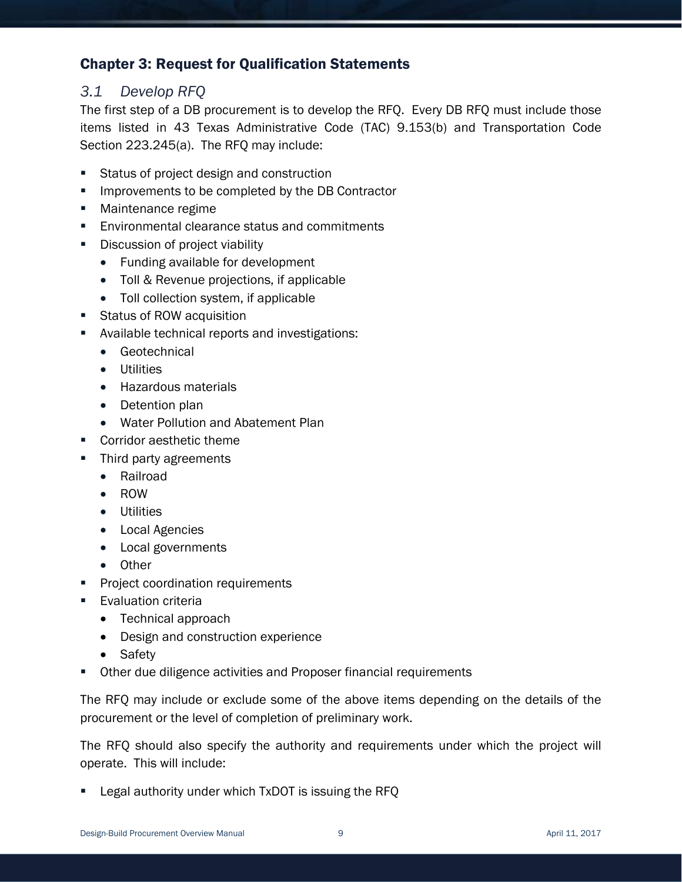## Chapter 3: Request for Qualification Statements

### *3.1 Develop RFQ*

The first step of a DB procurement is to develop the RFQ. Every DB RFQ must include those items listed in 43 Texas Administrative Code (TAC) 9.153(b) and Transportation Code Section 223.245(a). The RFQ may include:

- Status of project design and construction
- Improvements to be completed by the DB Contractor
- Maintenance regime
- Environmental clearance status and commitments
- Discussion of project viability
  - Funding available for development
  - Toll & Revenue projections, if applicable
  - Toll collection system, if applicable
- Status of ROW acquisition
- Available technical reports and investigations:
  - Geotechnical
  - Utilities
  - Hazardous materials
  - Detention plan
  - Water Pollution and Abatement Plan
- Corridor aesthetic theme
- Third party agreements
  - Railroad
  - ROW
  - Utilities
  - Local Agencies
  - Local governments
  - Other
- Project coordination requirements
- Evaluation criteria
  - Technical approach
  - Design and construction experience
  - Safety
- Other due diligence activities and Proposer financial requirements

The RFQ may include or exclude some of the above items depending on the details of the procurement or the level of completion of preliminary work.

The RFQ should also specify the authority and requirements under which the project will operate. This will include:

- Legal authority under which TxDOT is issuing the RFQ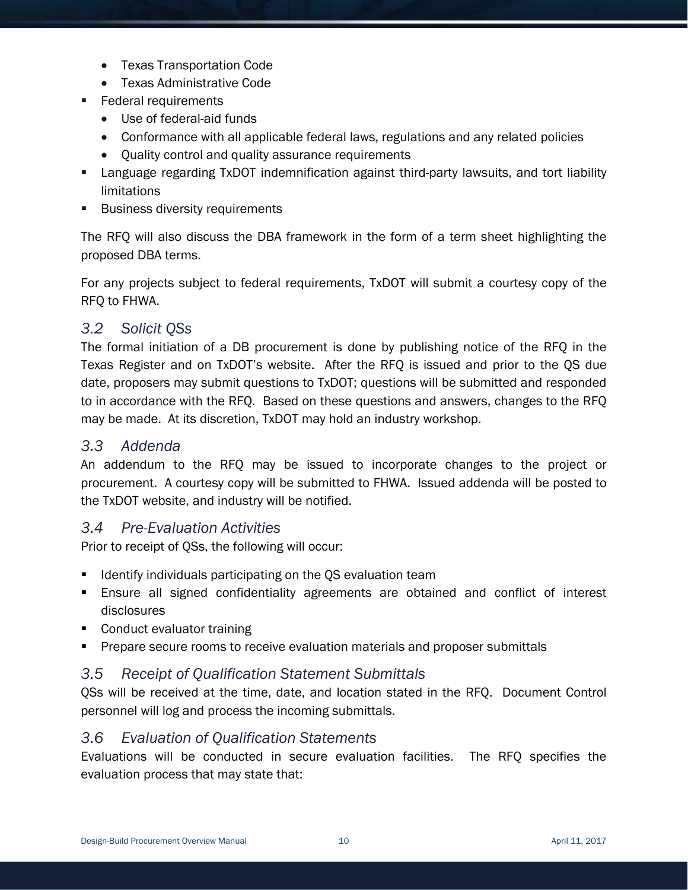- Texas Transportation Code
  - Texas Administrative Code
- Federal requirements
  - Use of federal-aid funds
  - Conformance with all applicable federal laws, regulations and any related policies
  - Quality control and quality assurance requirements
- Language regarding TxDOT indemnification against third-party lawsuits, and tort liability limitations
- Business diversity requirements

The RFQ will also discuss the DBA framework in the form of a term sheet highlighting the proposed DBA terms.

For any projects subject to federal requirements, TxDOT will submit a courtesy copy of the RFQ to FHWA.

### *3.2 Solicit QSs*

The formal initiation of a DB procurement is done by publishing notice of the RFQ in the Texas Register and on TxDOT's website. After the RFQ is issued and prior to the QS due date, proposers may submit questions to TxDOT; questions will be submitted and responded to in accordance with the RFQ. Based on these questions and answers, changes to the RFQ may be made. At its discretion, TxDOT may hold an industry workshop.

### *3.3 Addenda*

An addendum to the RFQ may be issued to incorporate changes to the project or procurement. A courtesy copy will be submitted to FHWA. Issued addenda will be posted to the TxDOT website, and industry will be notified.

### *3.4 Pre-Evaluation Activities*

Prior to receipt of QSs, the following will occur:

- Identify individuals participating on the QS evaluation team
- Ensure all signed confidentiality agreements are obtained and conflict of interest disclosures
- Conduct evaluator training
- Prepare secure rooms to receive evaluation materials and proposer submittals

### *3.5 Receipt of Qualification Statement Submittals*

QSs will be received at the time, date, and location stated in the RFQ. Document Control personnel will log and process the incoming submittals.

### *3.6 Evaluation of Qualification Statements*

Evaluations will be conducted in secure evaluation facilities. The RFQ specifies the evaluation process that may state that: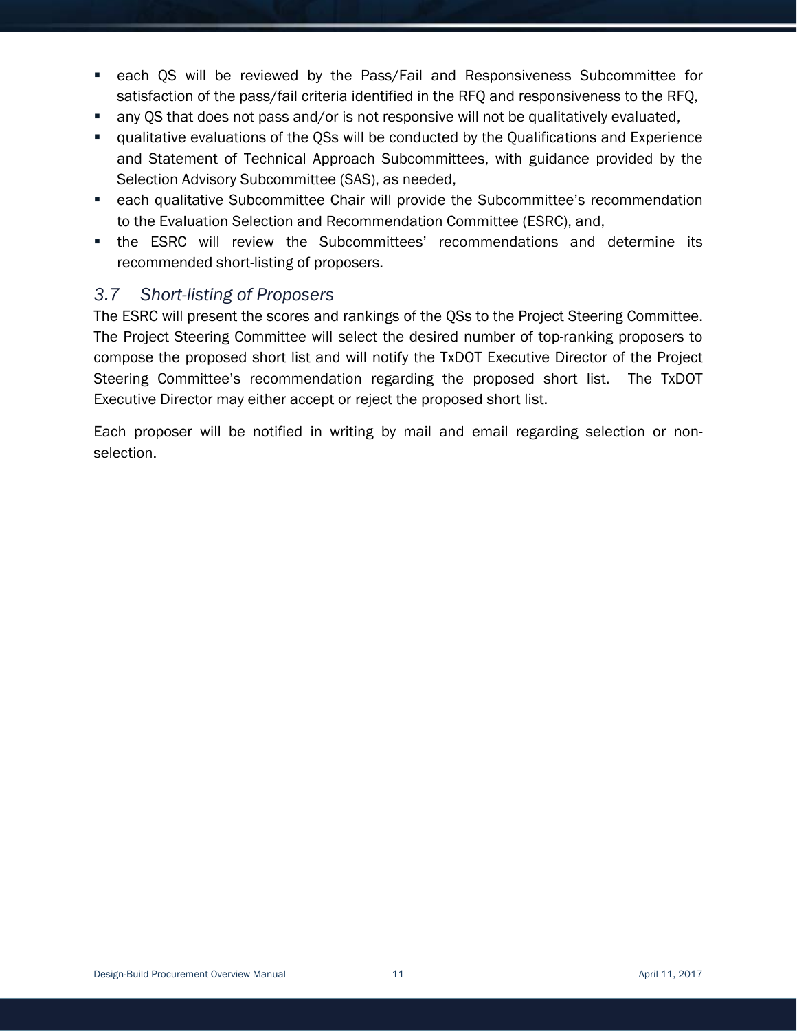- each QS will be reviewed by the Pass/Fail and Responsiveness Subcommittee for satisfaction of the pass/fail criteria identified in the RFQ and responsiveness to the RFQ,
- any QS that does not pass and/or is not responsive will not be qualitatively evaluated,
- qualitative evaluations of the QSs will be conducted by the Qualifications and Experience and Statement of Technical Approach Subcommittees, with guidance provided by the Selection Advisory Subcommittee (SAS), as needed,
- each qualitative Subcommittee Chair will provide the Subcommittee's recommendation to the Evaluation Selection and Recommendation Committee (ESRC), and,
- the ESRC will review the Subcommittees' recommendations and determine its recommended short-listing of proposers.

## *3.7 Short-listing of Proposers*

The ESRC will present the scores and rankings of the QSs to the Project Steering Committee. The Project Steering Committee will select the desired number of top-ranking proposers to compose the proposed short list and will notify the TxDOT Executive Director of the Project Steering Committee's recommendation regarding the proposed short list. The TxDOT Executive Director may either accept or reject the proposed short list.

Each proposer will be notified in writing by mail and email regarding selection or non-selection.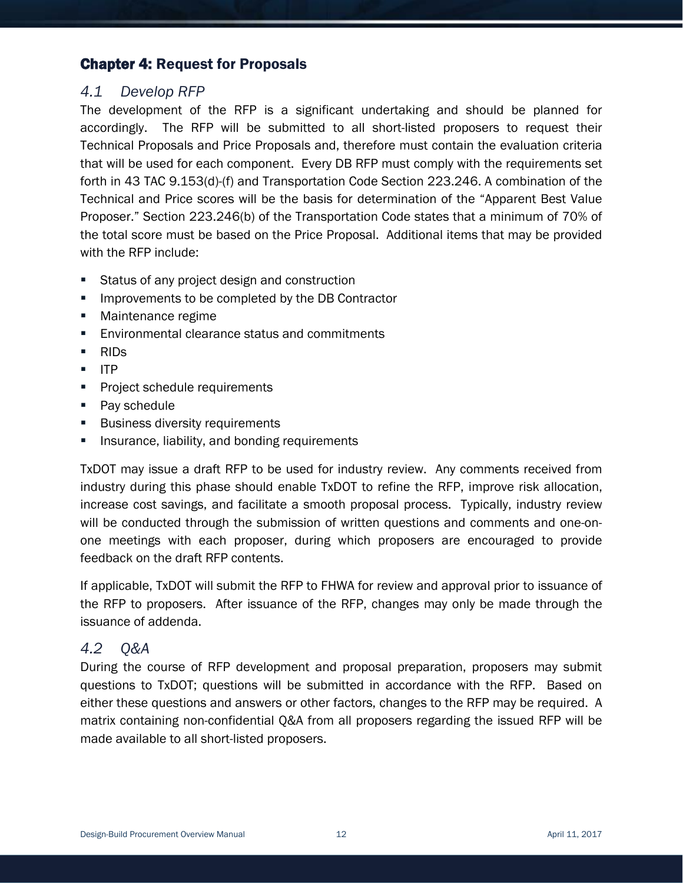# **Chapter 4:** Request for Proposals

## *4.1 Develop RFP*

The development of the RFP is a significant undertaking and should be planned for accordingly. The RFP will be submitted to all short-listed proposers to request their Technical Proposals and Price Proposals and, therefore must contain the evaluation criteria that will be used for each component. Every DB RFP must comply with the requirements set forth in 43 TAC 9.153(d)-(f) and Transportation Code Section 223.246. A combination of the Technical and Price scores will be the basis for determination of the "Apparent Best Value Proposer." Section 223.246(b) of the Transportation Code states that a minimum of 70% of the total score must be based on the Price Proposal. Additional items that may be provided with the RFP include:

- Status of any project design and construction
- Improvements to be completed by the DB Contractor
- Maintenance regime
- Environmental clearance status and commitments
- RIDs
- ITP
- Project schedule requirements
- Pay schedule
- Business diversity requirements
- Insurance, liability, and bonding requirements

TxDOT may issue a draft RFP to be used for industry review. Any comments received from industry during this phase should enable TxDOT to refine the RFP, improve risk allocation, increase cost savings, and facilitate a smooth proposal process. Typically, industry review will be conducted through the submission of written questions and comments and one-on-one meetings with each proposer, during which proposers are encouraged to provide feedback on the draft RFP contents.

If applicable, TxDOT will submit the RFP to FHWA for review and approval prior to issuance of the RFP to proposers. After issuance of the RFP, changes may only be made through the issuance of addenda.

## *4.2 Q&A*

During the course of RFP development and proposal preparation, proposers may submit questions to TxDOT; questions will be submitted in accordance with the RFP. Based on either these questions and answers or other factors, changes to the RFP may be required. A matrix containing non-confidential Q&A from all proposers regarding the issued RFP will be made available to all short-listed proposers.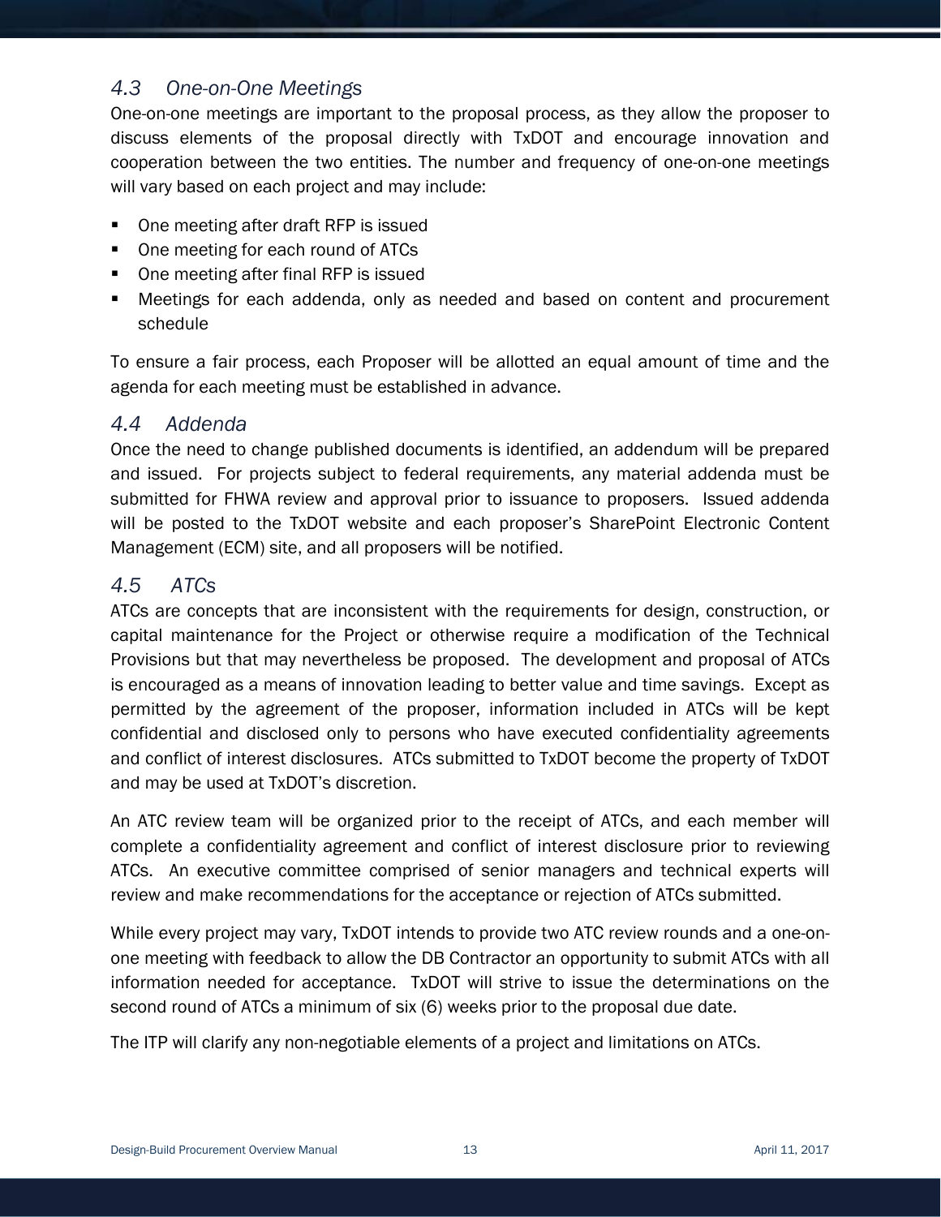### *4.3 One-on-One Meetings*

One-on-one meetings are important to the proposal process, as they allow the proposer to discuss elements of the proposal directly with TxDOT and encourage innovation and cooperation between the two entities. The number and frequency of one-on-one meetings will vary based on each project and may include:

- One meeting after draft RFP is issued
- One meeting for each round of ATCs
- One meeting after final RFP is issued
- Meetings for each addenda, only as needed and based on content and procurement schedule

To ensure a fair process, each Proposer will be allotted an equal amount of time and the agenda for each meeting must be established in advance.

### *4.4 Addenda*

Once the need to change published documents is identified, an addendum will be prepared and issued. For projects subject to federal requirements, any material addenda must be submitted for FHWA review and approval prior to issuance to proposers. Issued addenda will be posted to the TxDOT website and each proposer's SharePoint Electronic Content Management (ECM) site, and all proposers will be notified.

### *4.5 ATCs*

ATCs are concepts that are inconsistent with the requirements for design, construction, or capital maintenance for the Project or otherwise require a modification of the Technical Provisions but that may nevertheless be proposed. The development and proposal of ATCs is encouraged as a means of innovation leading to better value and time savings. Except as permitted by the agreement of the proposer, information included in ATCs will be kept confidential and disclosed only to persons who have executed confidentiality agreements and conflict of interest disclosures. ATCs submitted to TxDOT become the property of TxDOT and may be used at TxDOT's discretion.

An ATC review team will be organized prior to the receipt of ATCs, and each member will complete a confidentiality agreement and conflict of interest disclosure prior to reviewing ATCs. An executive committee comprised of senior managers and technical experts will review and make recommendations for the acceptance or rejection of ATCs submitted.

While every project may vary, TxDOT intends to provide two ATC review rounds and a one-on-one meeting with feedback to allow the DB Contractor an opportunity to submit ATCs with all information needed for acceptance. TxDOT will strive to issue the determinations on the second round of ATCs a minimum of six (6) weeks prior to the proposal due date.

The ITP will clarify any non-negotiable elements of a project and limitations on ATCs.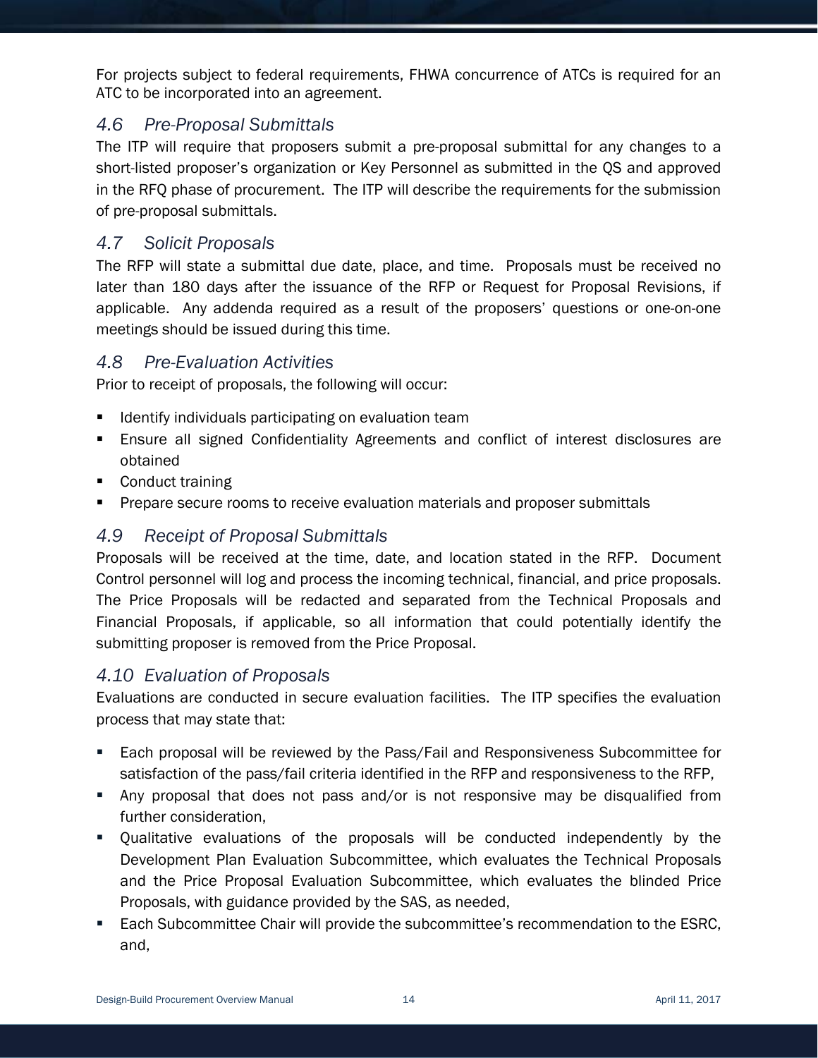For projects subject to federal requirements, FHWA concurrence of ATCs is required for an ATC to be incorporated into an agreement.

### *4.6 Pre-Proposal Submittals*

The ITP will require that proposers submit a pre-proposal submittal for any changes to a short-listed proposer's organization or Key Personnel as submitted in the QS and approved in the RFQ phase of procurement. The ITP will describe the requirements for the submission of pre-proposal submittals.

### *4.7 Solicit Proposals*

The RFP will state a submittal due date, place, and time. Proposals must be received no later than 180 days after the issuance of the RFP or Request for Proposal Revisions, if applicable. Any addenda required as a result of the proposers' questions or one-on-one meetings should be issued during this time.

### *4.8 Pre-Evaluation Activities*

Prior to receipt of proposals, the following will occur:

- Identify individuals participating on evaluation team
- Ensure all signed Confidentiality Agreements and conflict of interest disclosures are obtained
- Conduct training
- Prepare secure rooms to receive evaluation materials and proposer submittals

### *4.9 Receipt of Proposal Submittals*

Proposals will be received at the time, date, and location stated in the RFP. Document Control personnel will log and process the incoming technical, financial, and price proposals. The Price Proposals will be redacted and separated from the Technical Proposals and Financial Proposals, if applicable, so all information that could potentially identify the submitting proposer is removed from the Price Proposal.

### *4.10 Evaluation of Proposals*

Evaluations are conducted in secure evaluation facilities. The ITP specifies the evaluation process that may state that:

- Each proposal will be reviewed by the Pass/Fail and Responsiveness Subcommittee for satisfaction of the pass/fail criteria identified in the RFP and responsiveness to the RFP,
- Any proposal that does not pass and/or is not responsive may be disqualified from further consideration,
- Qualitative evaluations of the proposals will be conducted independently by the Development Plan Evaluation Subcommittee, which evaluates the Technical Proposals and the Price Proposal Evaluation Subcommittee, which evaluates the blinded Price Proposals, with guidance provided by the SAS, as needed,
- Each Subcommittee Chair will provide the subcommittee's recommendation to the ESRC, and,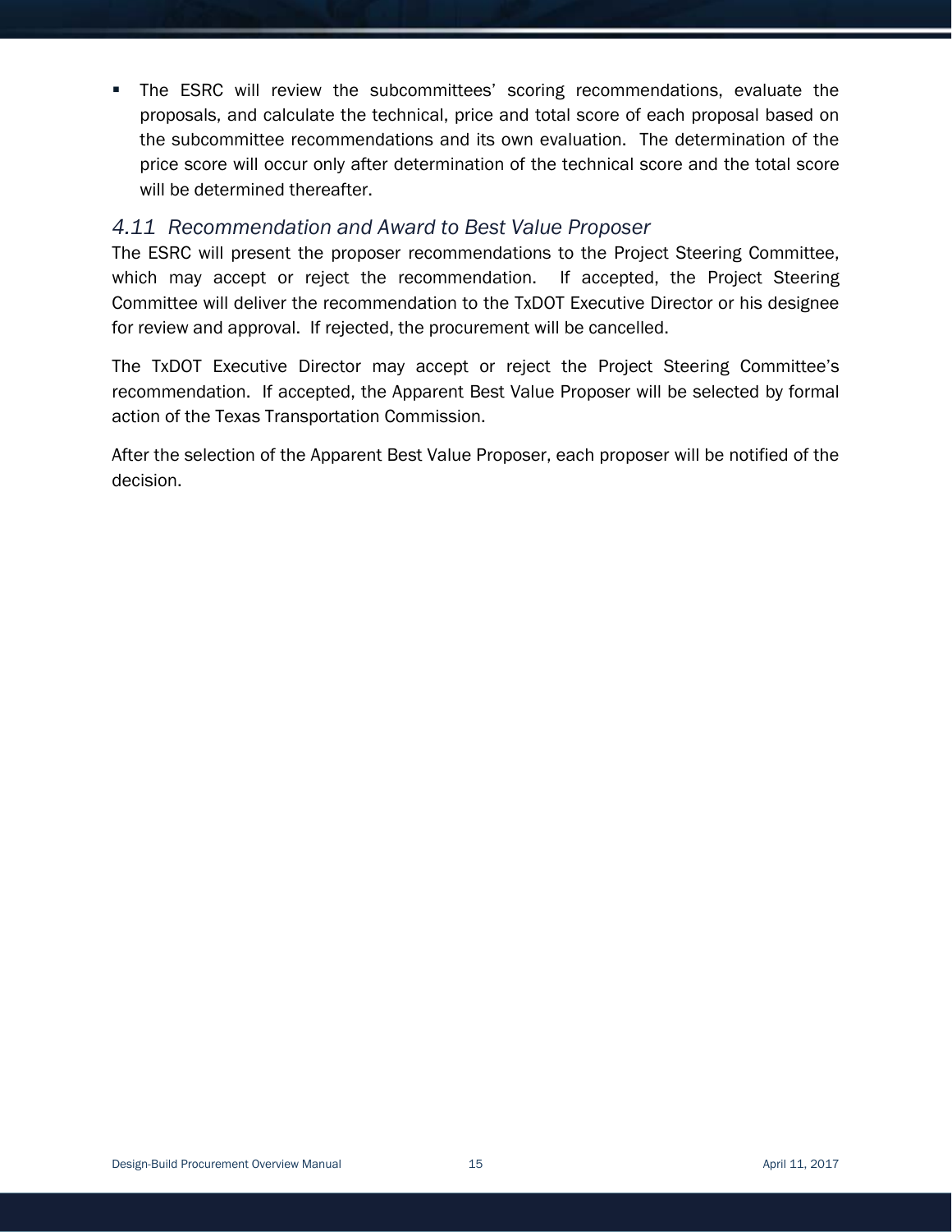- The ESRC will review the subcommittees' scoring recommendations, evaluate the proposals, and calculate the technical, price and total score of each proposal based on the subcommittee recommendations and its own evaluation. The determination of the price score will occur only after determination of the technical score and the total score will be determined thereafter.

### *4.11 Recommendation and Award to Best Value Proposer*

The ESRC will present the proposer recommendations to the Project Steering Committee, which may accept or reject the recommendation. If accepted, the Project Steering Committee will deliver the recommendation to the TxDOT Executive Director or his designee for review and approval. If rejected, the procurement will be cancelled.

The TxDOT Executive Director may accept or reject the Project Steering Committee's recommendation. If accepted, the Apparent Best Value Proposer will be selected by formal action of the Texas Transportation Commission.

After the selection of the Apparent Best Value Proposer, each proposer will be notified of the decision.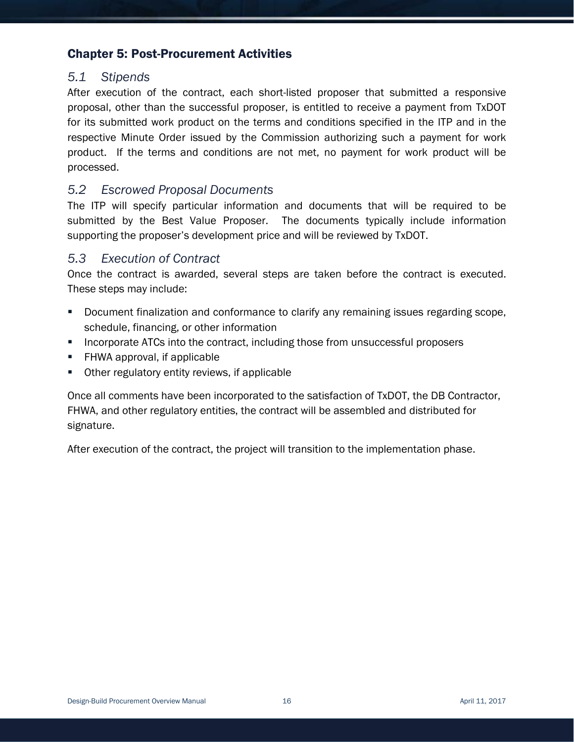# Chapter 5: Post-Procurement Activities

## *5.1 Stipends*

After execution of the contract, each short-listed proposer that submitted a responsive proposal, other than the successful proposer, is entitled to receive a payment from TxDOT for its submitted work product on the terms and conditions specified in the ITP and in the respective Minute Order issued by the Commission authorizing such a payment for work product. If the terms and conditions are not met, no payment for work product will be processed.

## *5.2 Escrowed Proposal Documents*

The ITP will specify particular information and documents that will be required to be submitted by the Best Value Proposer. The documents typically include information supporting the proposer's development price and will be reviewed by TxDOT.

## *5.3 Execution of Contract*

Once the contract is awarded, several steps are taken before the contract is executed. These steps may include:

- Document finalization and conformance to clarify any remaining issues regarding scope, schedule, financing, or other information
- Incorporate ATCs into the contract, including those from unsuccessful proposers
- FHWA approval, if applicable
- Other regulatory entity reviews, if applicable

Once all comments have been incorporated to the satisfaction of TxDOT, the DB Contractor, FHWA, and other regulatory entities, the contract will be assembled and distributed for signature.

After execution of the contract, the project will transition to the implementation phase.